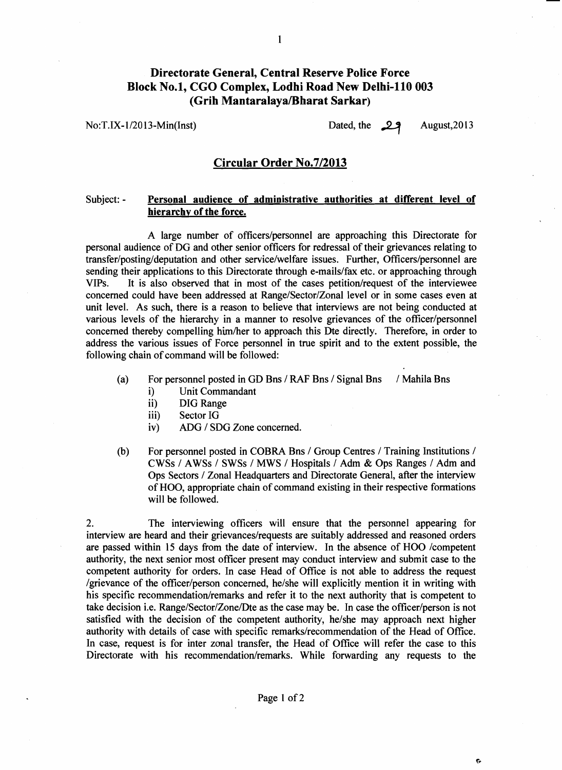# Directorate General, Central Reserve Police Force
# Block No.1, CGO Complex, Lodhi Road New Delhi-110 003
# (Grih Mantaralaya/Bharat Sarkar)

No:T.IX-1/2013-Min(Inst) Dated, the 29 August,2013

## Circular Order No.7/2013

Subject: - **Personal audience of administrative authorities at different level of hierarchy of the force.**

A large number of officers/personnel are approaching this Directorate for personal audience of DG and other senior officers for redressal of their grievances relating to transfer/posting/deputation and other service/welfare issues. Further, Officers/personnel are sending their applications to this Directorate through e-mails/fax etc. or approaching through VIPs. It is also observed that in most of the cases petition/request of the interviewee concerned could have been addressed at Range/Sector/Zonal level or in some cases even at unit level. As such, there is a reason to believe that interviews are not being conducted at various levels of the hierarchy in a manner to resolve grievances of the officer/personnel concerned thereby compelling him/her to approach this Dte directly. Therefore, in order to address the various issues of Force personnel in true spirit and to the extent possible, the following chain of command will be followed:

(a) For personnel posted in GD Bns / RAF Bns / Signal Bns / Mahila Bns
   i) Unit Commandant
   ii) DIG Range
   iii) Sector IG
   iv) ADG / SDG Zone concerned.

(b) For personnel posted in COBRA Bns / Group Centres / Training Institutions / CWSs / AWSs / SWSs / MWS / Hospitals / Adm & Ops Ranges / Adm and Ops Sectors / Zonal Headquarters and Directorate General, after the interview of HOO, appropriate chain of command existing in their respective formations will be followed.

2. The interviewing officers will ensure that the personnel appearing for interview are heard and their grievances/requests are suitably addressed and reasoned orders are passed within 15 days from the date of interview. In the absence of HOO /competent authority, the next senior most officer present may conduct interview and submit case to the competent authority for orders. In case Head of Office is not able to address the request /grievance of the officer/person concerned, he/she will explicitly mention it in writing with his specific recommendation/remarks and refer it to the next authority that is competent to take decision i.e. Range/Sector/Zone/Dte as the case may be. In case the officer/person is not satisfied with the decision of the competent authority, he/she may approach next higher authority with details of case with specific remarks/recommendation of the Head of Office. In case, request is for inter zonal transfer, the Head of Office will refer the case to this Directorate with his recommendation/remarks. While forwarding any requests to the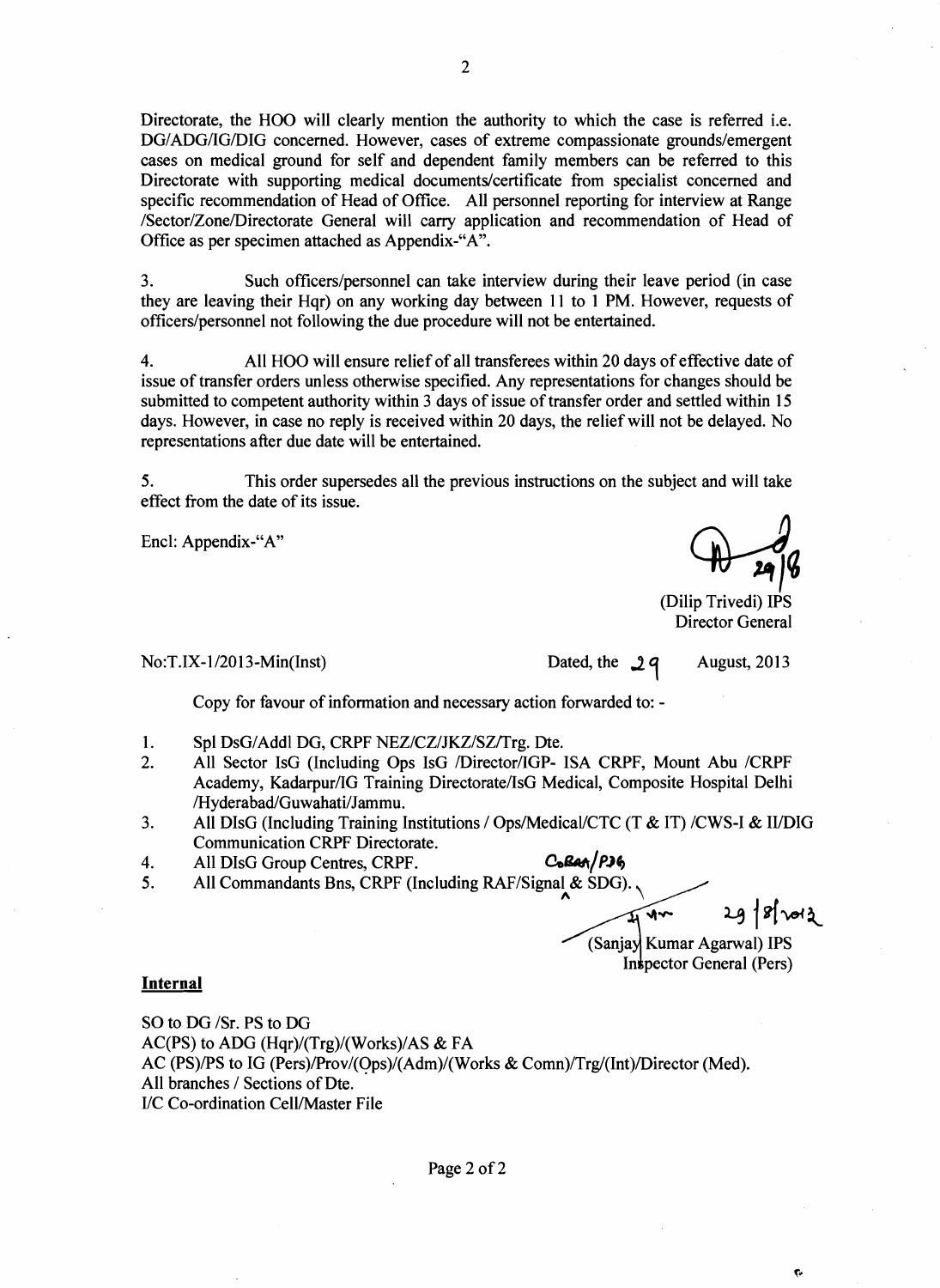Directorate, the HOO will clearly mention the authority to which the case is referred i.e. DG/ADG/IG/DIG concerned. However, cases of extreme compassionate grounds/emergent cases on medical ground for self and dependent family members can be referred to this Directorate with supporting medical documents/certificate from specialist concerned and specific recommendation of Head of Office. All personnel reporting for interview at Range /Sector/Zone/Directorate General will carry application and recommendation of Head of Office as per specimen attached as Appendix-"A".

3. Such officers/personnel can take interview during their leave period (in case they are leaving their Hqr) on any working day between 11 to 1 PM. However, requests of officers/personnel not following the due procedure will not be entertained.

4. All HOO will ensure relief of all transferees within 20 days of effective date of issue of transfer orders unless otherwise specified. Any representations for changes should be submitted to competent authority within 3 days of issue of transfer order and settled within 15 days. However, in case no reply is received within 20 days, the relief will not be delayed. No representations after due date will be entertained.

5. This order supersedes all the previous instructions on the subject and will take effect from the date of its issue.

Encl: Appendix-"A"

29/8

(Dilip Trivedi) IPS
Director General

No:T.IX-1/2013-Min(Inst) Dated, the 29 August, 2013

Copy for favour of information and necessary action forwarded to: -

1. Spl DsG/Addl DG, CRPF NEZ/CZ/JKZ/SZ/Trg. Dte.
2. All Sector IsG (Including Ops IsG /Director/IGP- ISA CRPF, Mount Abu /CRPF Academy, Kadarpur/IG Training Directorate/IsG Medical, Composite Hospital Delhi /Hyderabad/Guwahati/Jammu.
3. All DIsG (Including Training Institutions / Ops/Medical/CTC (T & IT) /CWS-I & II/DIG Communication CRPF Directorate.
4. All DIsG Group Centres, CRPF. CoBRA/PJG
5. All Commandants Bns, CRPF (Including RAF/Signal & SDG).

29/8/2013

(Sanjay Kumar Agarwal) IPS
Inspector General (Pers)

**Internal**

SO to DG /Sr. PS to DG
AC(PS) to ADG (Hqr)/(Trg)/(Works)/AS & FA
AC (PS)/PS to IG (Pers)/Prov/(Ops)/(Adm)/(Works & Comn)/Trg/(Int)/Director (Med).
All branches / Sections of Dte.
I/C Co-ordination Cell/Master File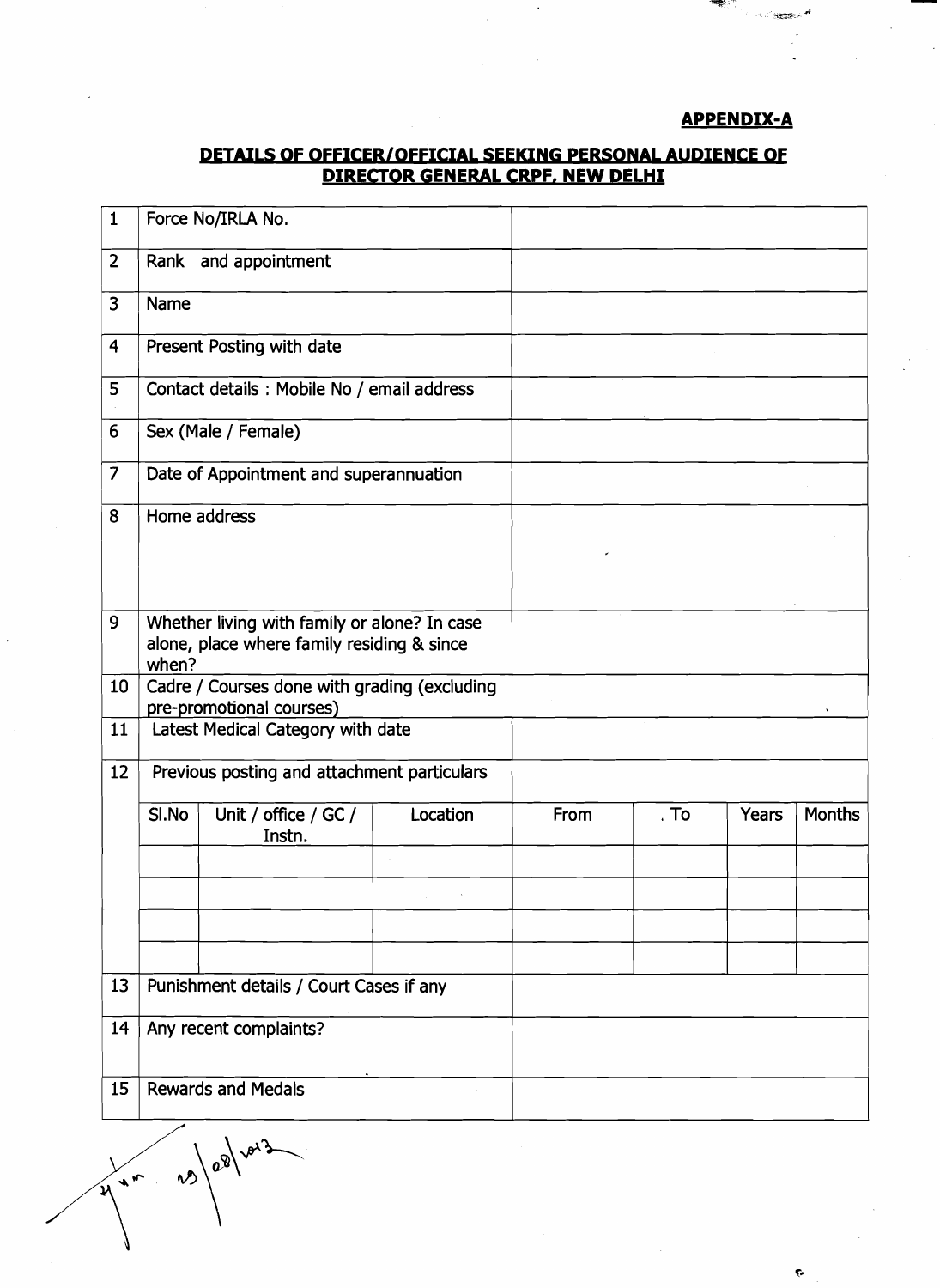**APPENDIX-A**

**DETAILS OF OFFICER/OFFICIAL SEEKING PERSONAL AUDIENCE OF DIRECTOR GENERAL CRPF, NEW DELHI**

| 1 | Force No/IRLA No. | | | | | | |
|---|---|---|---|---|---|---|---|
| 2 | Rank and appointment | | | | | | |
| 3 | Name | | | | | | |
| 4 | Present Posting with date | | | | | | |
| 5 | Contact details : Mobile No / email address | | | | | | |
| 6 | Sex (Male / Female) | | | | | | |
| 7 | Date of Appointment and superannuation | | | | | | |
| 8 | Home address | | | | | | |
| 9 | Whether living with family or alone? In case alone, place where family residing & since when? | | | | | | |
| 10 | Cadre / Courses done with grading (excluding pre-promotional courses) | | | | | | |
| 11 | Latest Medical Category with date | | | | | | |
| 12 | Previous posting and attachment particulars | | | | | | |
| | Sl.No | Unit / office / GC / Instn. | Location | From | To | Years | Months |
| | | | | | | | |
| | | | | | | | |
| | | | | | | | |
| | | | | | | | |
| 13 | Punishment details / Court Cases if any | | | | | | |
| 14 | Any recent complaints? | | | | | | |
| 15 | Rewards and Medals | | | | | | |

29/08/2013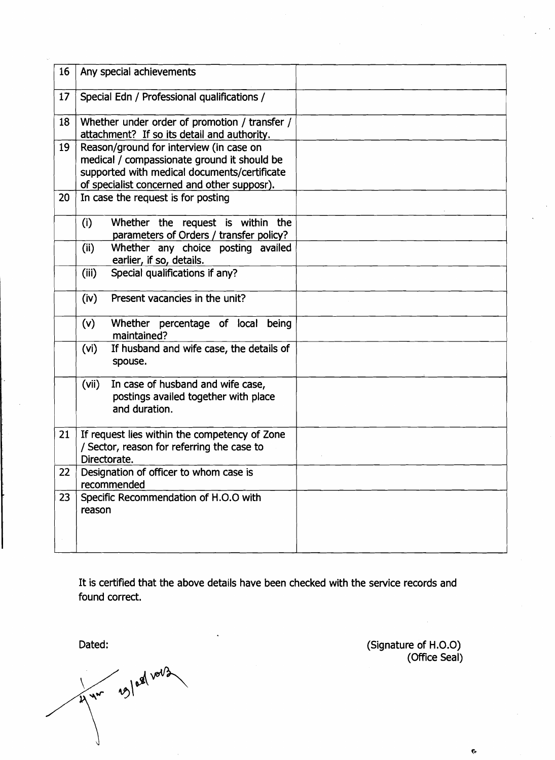| 16 | Any special achievements | |
|---|---|---|
| 17 | Special Edn / Professional qualifications / | |
| 18 | Whether under order of promotion / transfer / attachment? If so its detail and authority. | |
| 19 | Reason/ground for interview (in case on medical / compassionate ground it should be supported with medical documents/certificate of specialist concerned and other supposr). | |
| 20 | In case the request is for posting | |
| | (i) Whether the request is within the parameters of Orders / transfer policy? | |
| | (ii) Whether any choice posting availed earlier, if so, details. | |
| | (iii) Special qualifications if any? | |
| | (iv) Present vacancies in the unit? | |
| | (v) Whether percentage of local being maintained? | |
| | (vi) If husband and wife case, the details of spouse. | |
| | (vii) In case of husband and wife case, postings availed together with place and duration. | |
| 21 | If request lies within the competency of Zone / Sector, reason for referring the case to Directorate. | |
| 22 | Designation of officer to whom case is recommended | |
| 23 | Specific Recommendation of H.O.O with reason | |

It is certified that the above details have been checked with the service records and found correct.

Dated:

(Signature of H.O.O)
(Office Seal)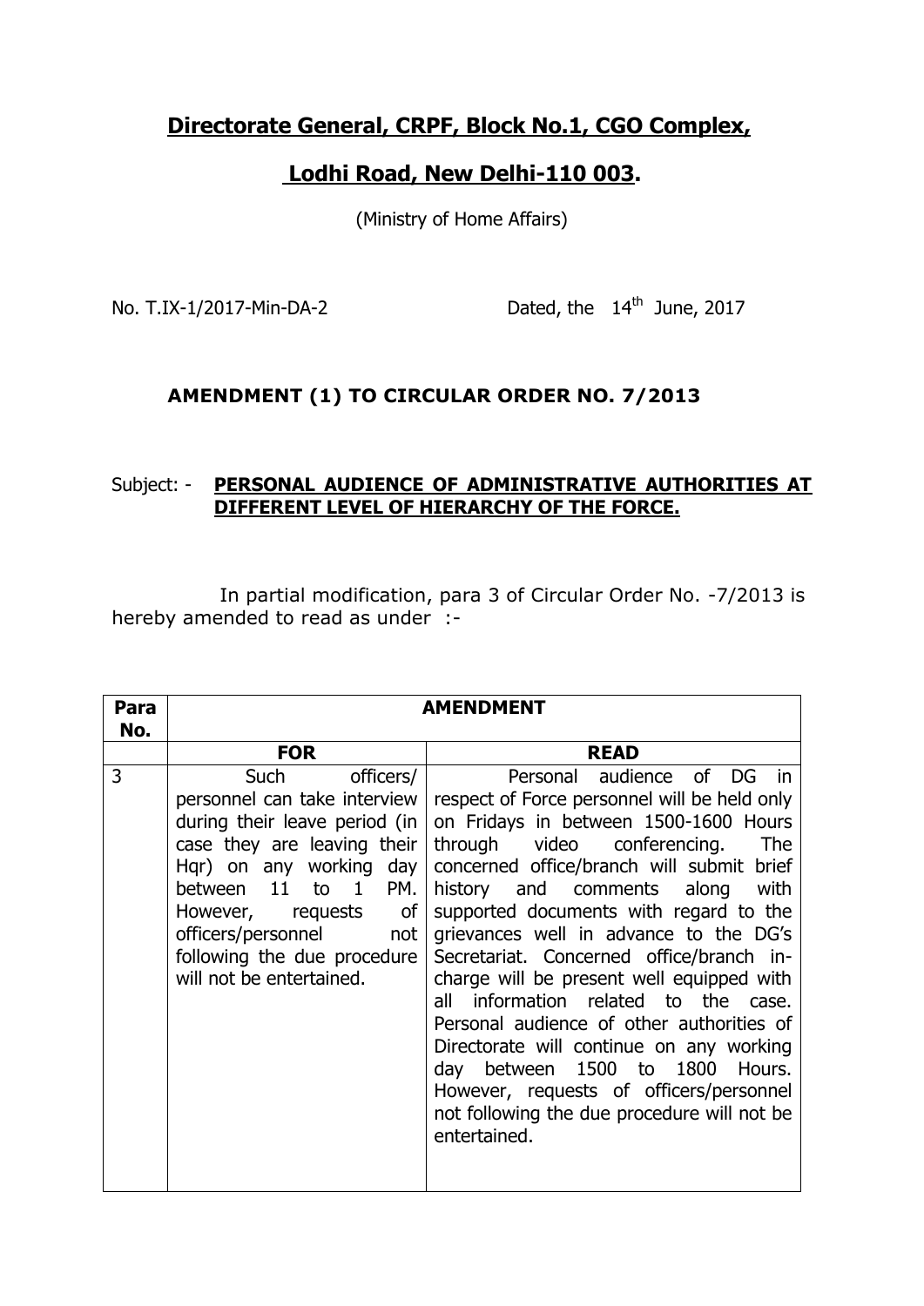## **Directorate General, CRPF, Block No.1, CGO Complex,**

## **Lodhi Road, New Delhi-110 003.**

(Ministry of Home Affairs)

No. T.IX-1/2017-Min-DA-2 Dated, the 14th June, 2017

### **AMENDMENT (1) TO CIRCULAR ORDER NO. 7/2013**

Subject: - **PERSONAL AUDIENCE OF ADMINISTRATIVE AUTHORITIES AT DIFFERENT LEVEL OF HIERARCHY OF THE FORCE.**

In partial modification, para 3 of Circular Order No. -7/2013 is hereby amended to read as under :-

| Para No. | AMENDMENT | |
|---|---|---|
| | **FOR** | **READ** |
| 3 | Such officers/ personnel can take interview during their leave period (in case they are leaving their Hqr) on any working day between 11 to 1 PM. However, requests of officers/personnel not following the due procedure will not be entertained. | Personal audience of DG in respect of Force personnel will be held only on Fridays in between 1500-1600 Hours through video conferencing. The concerned office/branch will submit brief history and comments along with supported documents with regard to the grievances well in advance to the DG's Secretariat. Concerned office/branch in-charge will be present well equipped with all information related to the case. Personal audience of other authorities of Directorate will continue on any working day between 1500 to 1800 Hours. However, requests of officers/personnel not following the due procedure will not be entertained. |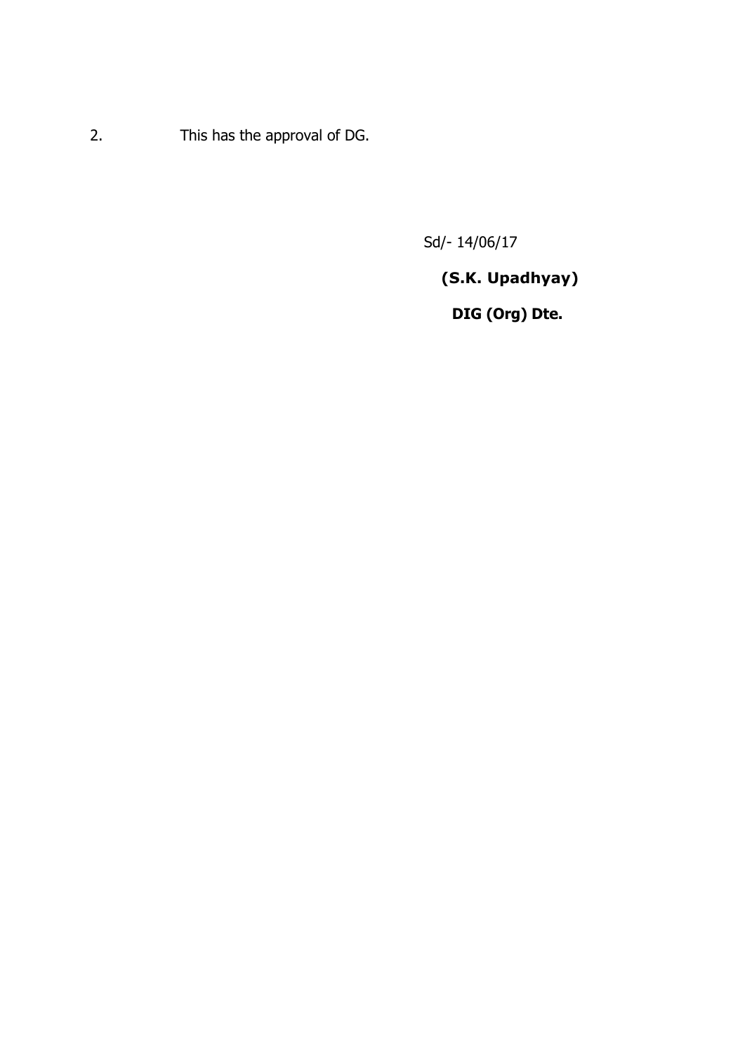2. This has the approval of DG.

Sd/- 14/06/17

**(S.K. Upadhyay)**

**DIG (Org) Dte.**